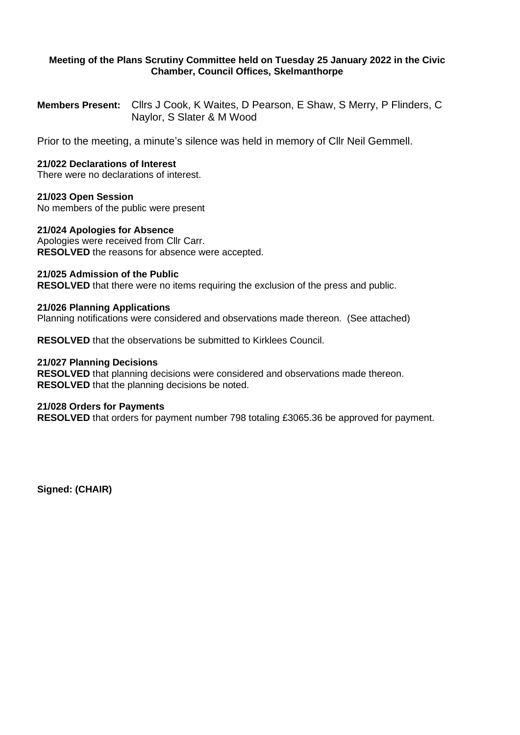**Meeting of the Plans Scrutiny Committee held on Tuesday 25 January 2022 in the Civic Chamber, Council Offices, Skelmanthorpe**

**Members Present:** Cllrs J Cook, K Waites, D Pearson, E Shaw, S Merry, P Flinders, C Naylor, S Slater & M Wood

Prior to the meeting, a minute's silence was held in memory of Cllr Neil Gemmell.

**21/022 Declarations of Interest**
There were no declarations of interest.

**21/023 Open Session**
No members of the public were present

**21/024 Apologies for Absence**
Apologies were received from Cllr Carr.
**RESOLVED** the reasons for absence were accepted.

**21/025 Admission of the Public**
**RESOLVED** that there were no items requiring the exclusion of the press and public.

**21/026 Planning Applications**
Planning notifications were considered and observations made thereon. (See attached)

**RESOLVED** that the observations be submitted to Kirklees Council.

**21/027 Planning Decisions**
**RESOLVED** that planning decisions were considered and observations made thereon.
**RESOLVED** that the planning decisions be noted.

**21/028 Orders for Payments**
**RESOLVED** that orders for payment number 798 totaling £3065.36 be approved for payment.

**Signed: (CHAIR)**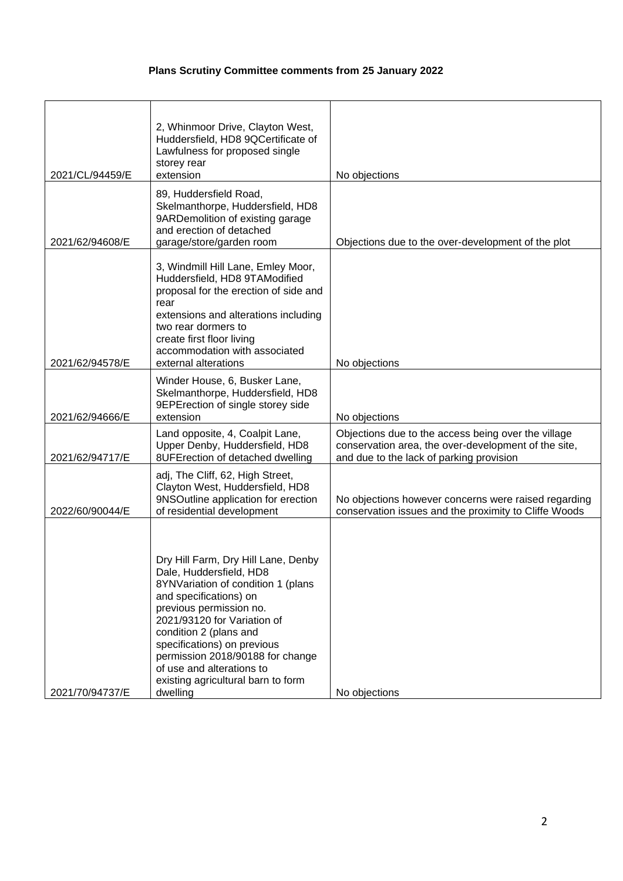**Plans Scrutiny Committee comments from 25 January 2022**

| | | |
|---|---|---|
| 2021/CL/94459/E | 2, Whinmoor Drive, Clayton West, Huddersfield, HD8 9QCertificate of Lawfulness for proposed single storey rear extension | No objections |
| 2021/62/94608/E | 89, Huddersfield Road, Skelmanthorpe, Huddersfield, HD8 9ARDemolition of existing garage and erection of detached garage/store/garden room | Objections due to the over-development of the plot |
| 2021/62/94578/E | 3, Windmill Hill Lane, Emley Moor, Huddersfield, HD8 9TAModified proposal for the erection of side and rear extensions and alterations including two rear dormers to create first floor living accommodation with associated external alterations | No objections |
| 2021/62/94666/E | Winder House, 6, Busker Lane, Skelmanthorpe, Huddersfield, HD8 9EPErection of single storey side extension | No objections |
| 2021/62/94717/E | Land opposite, 4, Coalpit Lane, Upper Denby, Huddersfield, HD8 8UFErection of detached dwelling | Objections due to the access being over the village conservation area, the over-development of the site, and due to the lack of parking provision |
| 2022/60/90044/E | adj, The Cliff, 62, High Street, Clayton West, Huddersfield, HD8 9NSOutline application for erection of residential development | No objections however concerns were raised regarding conservation issues and the proximity to Cliffe Woods |
| 2021/70/94737/E | Dry Hill Farm, Dry Hill Lane, Denby Dale, Huddersfield, HD8 8YNVariation of condition 1 (plans and specifications) on previous permission no. 2021/93120 for Variation of condition 2 (plans and specifications) on previous permission 2018/90188 for change of use and alterations to existing agricultural barn to form dwelling | No objections |